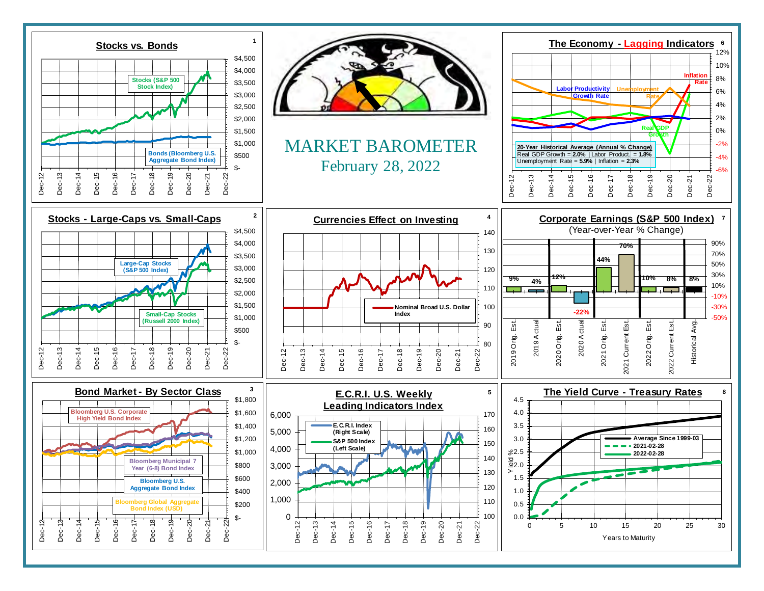# MARKET BAROMETER

February 28, 2022

## 1. Stocks vs. Bonds

Stocks (S&P 500 Stock Index)

Bonds (Bloomberg U.S. Aggregate Bond Index)

## 2. Stocks - Large-Caps vs. Small-Caps

Large-Cap Stocks (S&P 500 Index)

Small-Cap Stocks (Russell 2000 Index)

## 3. Bond Market - By Sector Class

Bloomberg U.S. Corporate High Yield Bond Index

Bloomberg Municipal 7 Year (6-8) Bond Index

Bloomberg U.S. Aggregate Bond Index

Bloomberg Global Aggregate Bond Index (USD)

## 4. Currencies Effect on Investing

Nominal Broad U.S. Dollar Index

## 5. E.C.R.I. U.S. Weekly Leading Indicators Index

E.C.R.I. Index (Right Scale)

S&P 500 Index (Left Scale)

## 6. The Economy - Lagging Indicators

Labor Productivity Growth Rate

Unemployment Rate

Inflation Rate

Real GDP Growth

**20-Year Historical Average (Annual % Change)**
Real GDP Growth = **2.0%** | Labor Product. = **1.8%**
Unemployment Rate = **5.9%** | Inflation = **2.3%**

## 7. Corporate Earnings (S&P 500 Index)

(Year-over-Year % Change)

| 2019 Orig. Est. | 2019 Actual | 2020 Orig. Est. | 2020 Actual | 2021 Orig. Est. | 2021 Current Est. | 2022 Orig. Est. | 2022 Current Est. | Historical Avg. |
|---|---|---|---|---|---|---|---|---|
| 9% | 4% | 12% | -22% | 44% | 70% | 10% | 8% | 8% |

## 8. The Yield Curve - Treasury Rates

Average Since 1999-03

2021-02-28

2022-02-28

Yield % / Years to Maturity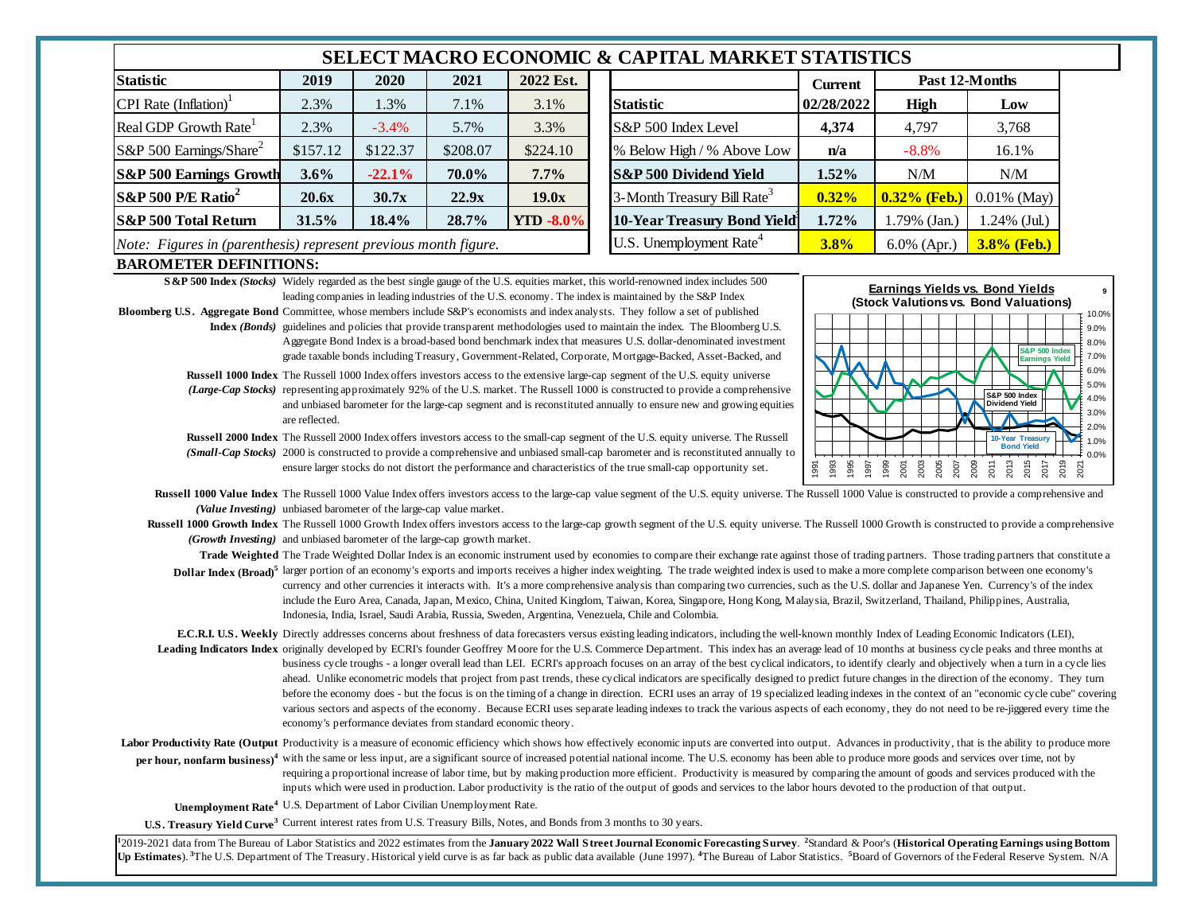# SELECT MACRO ECONOMIC & CAPITAL MARKET STATISTICS

| Statistic | 2019 | 2020 | 2021 | 2022 Est. |
|---|---|---|---|---|
| CPI Rate (Inflation)[1] | 2.3% | 1.3% | 7.1% | 3.1% |
| Real GDP Growth Rate[1] | 2.3% | -3.4% | 5.7% | 3.3% |
| S&P 500 Earnings/Share[2] | $157.12 | $122.37 | $208.07 | $224.10 |
| **S&P 500 Earnings Growth** | **3.6%** | **-22.1%** | **70.0%** | **7.7%** |
| **S&P 500 P/E Ratio[2]** | **20.6x** | **30.7x** | **22.9x** | **19.0x** |
| **S&P 500 Total Return** | **31.5%** | **18.4%** | **28.7%** | **YTD -8.0%** |

*Note: Figures in (parenthesis) represent previous month figure.*

| Statistic | Current 02/28/2022 | Past 12-Months High | Past 12-Months Low |
|---|---|---|---|
| S&P 500 Index Level | **4,374** | 4,797 | 3,768 |
| % Below High / % Above Low | **n/a** | -8.8% | 16.1% |
| **S&P 500 Dividend Yield** | **1.52%** | N/M | N/M |
| 3-Month Treasury Bill Rate[3] | **0.32%** | **0.32% (Feb.)** | 0.01% (May) |
| **10-Year Treasury Bond Yield[3]** | **1.72%** | 1.79% (Jan.) | 1.24% (Jul.) |
| U.S. Unemployment Rate[4] | **3.8%** | 6.0% (Apr.) | **3.8% (Feb.)** |

## BAROMETER DEFINITIONS:

**S&P 500 Index *(Stocks)*** Widely regarded as the best single gauge of the U.S. equities market, this world-renowned index includes 500 leading companies in leading industries of the U.S. economy. The index is maintained by the S&P Index Committee, whose members include S&P's economists and index analysts. They follow a set of published guidelines and policies that provide transparent methodologies used to maintain the index.

**Bloomberg U.S. Aggregate Bond Index *(Bonds)*** The Bloomberg U.S. Aggregate Bond Index is a broad-based bond benchmark index that measures U.S. dollar-denominated investment grade taxable bonds including Treasury, Government-Related, Corporate, Mortgage-Backed, Asset-Backed, and

**Russell 1000 Index *(Large-Cap Stocks)*** The Russell 1000 Index offers investors access to the extensive large-cap segment of the U.S. equity universe representing approximately 92% of the U.S. market. The Russell 1000 is constructed to provide a comprehensive and unbiased barometer for the large-cap segment and is reconstituted annually to ensure new and growing equities are reflected.

**Russell 2000 Index *(Small-Cap Stocks)*** The Russell 2000 Index offers investors access to the small-cap segment of the U.S. equity universe. The Russell 2000 is constructed to provide a comprehensive and unbiased small-cap barometer and is reconstituted annually to ensure larger stocks do not distort the performance and characteristics of the true small-cap opportunity set.

**Earnings Yields vs. Bond Yields**
**(Stock Valuations vs. Bond Valuations)**

9

10.0% 9.0% 8.0% 7.0% 6.0% 5.0% 4.0% 3.0% 2.0% 1.0% 0.0%

S&P 500 Index Earnings Yield

S&P 500 Index Dividend Yield

10-Year Treasury Bond Yield

1991 1993 1995 1997 1999 2001 2003 2005 2007 2009 2011 2013 2015 2017 2019 2021

**Russell 1000 Value Index *(Value Investing)*** The Russell 1000 Value Index offers investors access to the large-cap value segment of the U.S. equity universe. The Russell 1000 Value is constructed to provide a comprehensive and unbiased barometer of the large-cap value market.

**Russell 1000 Growth Index *(Growth Investing)*** The Russell 1000 Growth Index offers investors access to the large-cap growth segment of the U.S. equity universe. The Russell 1000 Growth is constructed to provide a comprehensive and unbiased barometer of the large-cap growth market.

**Trade Weighted Dollar Index (Broad)[5]** The Trade Weighted Dollar Index is an economic instrument used by economies to compare their exchange rate against those of trading partners. Those trading partners that constitute a larger portion of an economy's exports and imports receives a higher index weighting. The trade weighted index is used to make a more complete comparison between one economy's currency and other currencies it interacts with. It's a more comprehensive analysis than comparing two currencies, such as the U.S. dollar and Japanese Yen. Currency's of the index include the Euro Area, Canada, Japan, Mexico, China, United Kingdom, Taiwan, Korea, Singapore, Hong Kong, Malaysia, Brazil, Switzerland, Thailand, Philippines, Australia, Indonesia, India, Israel, Saudi Arabia, Russia, Sweden, Argentina, Venezuela, Chile and Colombia.

**E.C.R.I. U.S. Weekly Leading Indicators Index** Directly addresses concerns about freshness of data forecasters versus existing leading indicators, including the well-known monthly Index of Leading Economic Indicators (LEI), originally developed by ECRI's founder Geoffrey Moore for the U.S. Commerce Department. This index has an average lead of 10 months at business cycle peaks and three months at business cycle troughs - a longer overall lead than LEI. ECRI's approach focuses on an array of the best cyclical indicators, to identify clearly and objectively when a turn in a cycle lies ahead. Unlike econometric models that project from past trends, these cyclical indicators are specifically designed to predict future changes in the direction of the economy. They turn before the economy does - but the focus is on the timing of a change in direction. ECRI uses an array of 19 specialized leading indexes in the context of an "economic cycle cube" covering various sectors and aspects of the economy. Because ECRI uses separate leading indexes to track the various aspects of each economy, they do not need to be re-jiggered every time the economy's performance deviates from standard economic theory.

**Labor Productivity Rate (Output per hour, nonfarm business)[4]** Productivity is a measure of economic efficiency which shows how effectively economic inputs are converted into output. Advances in productivity, that is the ability to produce more with the same or less input, are a significant source of increased potential national income. The U.S. economy has been able to produce more goods and services over time, not by requiring a proportional increase of labor time, but by making production more efficient. Productivity is measured by comparing the amount of goods and services produced with the inputs which were used in production. Labor productivity is the ratio of the output of goods and services to the labor hours devoted to the production of that output.

**Unemployment Rate[4]** U.S. Department of Labor Civilian Unemployment Rate.

**U.S. Treasury Yield Curve[3]** Current interest rates from U.S. Treasury Bills, Notes, and Bonds from 3 months to 30 years.

[1]2019-2021 data from The Bureau of Labor Statistics and 2022 estimates from the **January 2022 Wall Street Journal Economic Forecasting Survey**. [2]Standard & Poor's (**Historical Operating Earnings using Bottom Up Estimates**). [3]The U.S. Department of The Treasury. Historical yield curve is as far back as public data available (June 1997). [4]The Bureau of Labor Statistics. [5]Board of Governors of the Federal Reserve System. N/A